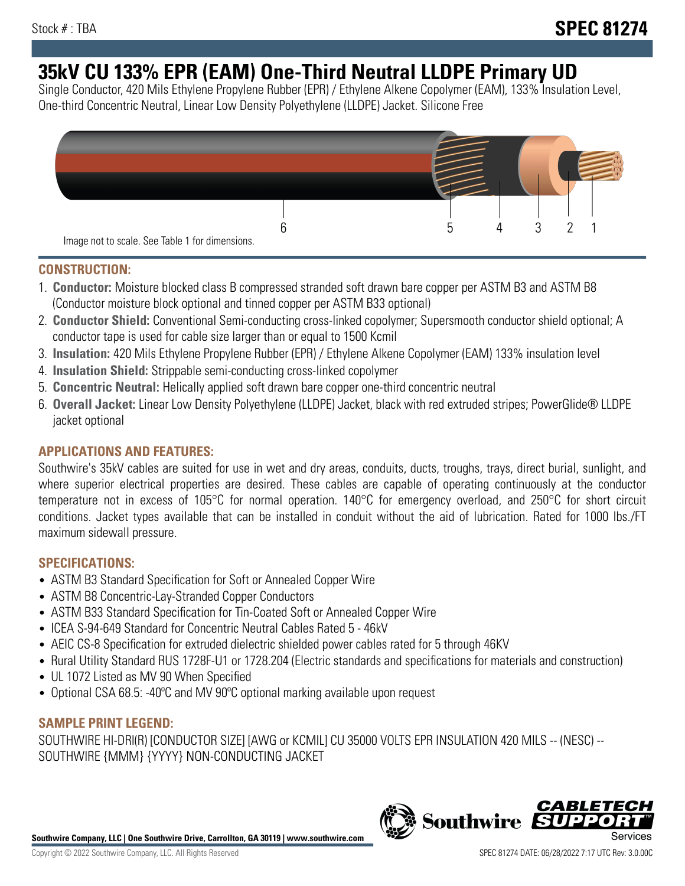Stock # : TBA

# SPEC 81274

# 35kV CU 133% EPR (EAM) One-Third Neutral LLDPE Primary UD

Single Conductor, 420 Mils Ethylene Propylene Rubber (EPR) / Ethylene Alkene Copolymer (EAM), 133% Insulation Level, One-third Concentric Neutral, Linear Low Density Polyethylene (LLDPE) Jacket. Silicone Free

6 5 4 3 2 1

Image not to scale. See Table 1 for dimensions.

## CONSTRUCTION:

1. **Conductor:** Moisture blocked class B compressed stranded soft drawn bare copper per ASTM B3 and ASTM B8 (Conductor moisture block optional and tinned copper per ASTM B33 optional)
2. **Conductor Shield:** Conventional Semi-conducting cross-linked copolymer; Supersmooth conductor shield optional; A conductor tape is used for cable size larger than or equal to 1500 Kcmil
3. **Insulation:** 420 Mils Ethylene Propylene Rubber (EPR) / Ethylene Alkene Copolymer (EAM) 133% insulation level
4. **Insulation Shield:** Strippable semi-conducting cross-linked copolymer
5. **Concentric Neutral:** Helically applied soft drawn bare copper one-third concentric neutral
6. **Overall Jacket:** Linear Low Density Polyethylene (LLDPE) Jacket, black with red extruded stripes; PowerGlide® LLDPE jacket optional

## APPLICATIONS AND FEATURES:

Southwire's 35kV cables are suited for use in wet and dry areas, conduits, ducts, troughs, trays, direct burial, sunlight, and where superior electrical properties are desired. These cables are capable of operating continuously at the conductor temperature not in excess of 105°C for normal operation. 140°C for emergency overload, and 250°C for short circuit conditions. Jacket types available that can be installed in conduit without the aid of lubrication. Rated for 1000 lbs./FT maximum sidewall pressure.

## SPECIFICATIONS:

- ASTM B3 Standard Specification for Soft or Annealed Copper Wire
- ASTM B8 Concentric-Lay-Stranded Copper Conductors
- ASTM B33 Standard Specification for Tin-Coated Soft or Annealed Copper Wire
- ICEA S-94-649 Standard for Concentric Neutral Cables Rated 5 - 46kV
- AEIC CS-8 Specification for extruded dielectric shielded power cables rated for 5 through 46KV
- Rural Utility Standard RUS 1728F-U1 or 1728.204 (Electric standards and specifications for materials and construction)
- UL 1072 Listed as MV 90 When Specified
- Optional CSA 68.5: -40ºC and MV 90ºC optional marking available upon request

## SAMPLE PRINT LEGEND:

SOUTHWIRE HI-DRI(R) [CONDUCTOR SIZE] [AWG or KCMIL] CU 35000 VOLTS EPR INSULATION 420 MILS -- (NESC) -- SOUTHWIRE {MMM} {YYYY} NON-CONDUCTING JACKET

**Southwire Company, LLC | One Southwire Drive, Carrollton, GA 30119 | www.southwire.com**

Copyright © 2022 Southwire Company, LLC. All Rights Reserved

SPEC 81274 DATE: 06/28/2022 7:17 UTC Rev: 3.0.00C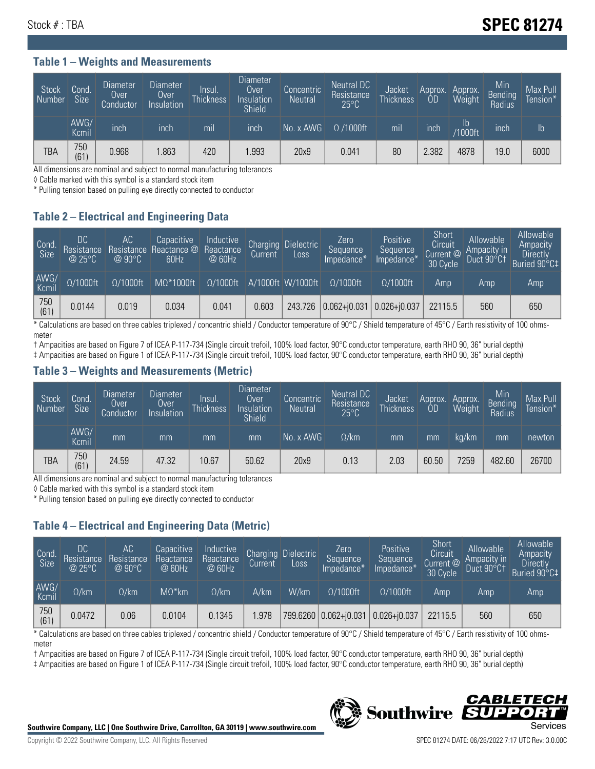Stock # : TBA

# SPEC 81274

### Table 1 – Weights and Measurements

| Stock Number | Cond. Size | Diameter Over Conductor | Diameter Over Insulation | Insul. Thickness | Diameter Over Insulation Shield | Concentric Neutral | Neutral DC Resistance 25°C | Jacket Thickness | Approx. OD | Approx. Weight | Min Bending Radius | Max Pull Tension* |
|---|---|---|---|---|---|---|---|---|---|---|---|---|
| | AWG/ Kcmil | inch | inch | mil | inch | No. x AWG | Ω /1000ft | mil | inch | lb /1000ft | inch | lb |
| TBA | 750 (61) | 0.968 | 1.863 | 420 | 1.993 | 20x9 | 0.041 | 80 | 2.382 | 4878 | 19.0 | 6000 |

All dimensions are nominal and subject to normal manufacturing tolerances

◊ Cable marked with this symbol is a standard stock item

* Pulling tension based on pulling eye directly connected to conductor

### Table 2 – Electrical and Engineering Data

| Cond. Size | DC Resistance @ 25°C | AC Resistance @ 90°C | Capacitive Reactance @ 60Hz | Inductive Reactance @ 60Hz | Charging Current | Dielectric Loss | Zero Sequence Impedance* | Positive Sequence Impedance* | Short Circuit Current @ 30 Cycle | Allowable Ampacity in Duct 90°C† | Allowable Ampacity Directly Buried 90°C‡ |
|---|---|---|---|---|---|---|---|---|---|---|---|
| AWG/ Kcmil | Ω/1000ft | Ω/1000ft | MΩ*1000ft | Ω/1000ft | A/1000ft | W/1000ft | Ω/1000ft | Ω/1000ft | Amp | Amp | Amp |
| 750 (61) | 0.0144 | 0.019 | 0.034 | 0.041 | 0.603 | 243.726 | 0.062+j0.031 | 0.026+j0.037 | 22115.5 | 560 | 650 |

* Calculations are based on three cables triplexed / concentric shield / Conductor temperature of 90°C / Shield temperature of 45°C / Earth resistivity of 100 ohms-meter

† Ampacities are based on Figure 7 of ICEA P-117-734 (Single circuit trefoil, 100% load factor, 90°C conductor temperature, earth RHO 90, 36" burial depth)

‡ Ampacities are based on Figure 1 of ICEA P-117-734 (Single circuit trefoil, 100% load factor, 90°C conductor temperature, earth RHO 90, 36" burial depth)

### Table 3 – Weights and Measurements (Metric)

| Stock Number | Cond. Size | Diameter Over Conductor | Diameter Over Insulation | Insul. Thickness | Diameter Over Insulation Shield | Concentric Neutral | Neutral DC Resistance 25°C | Jacket Thickness | Approx. OD | Approx. Weight | Min Bending Radius | Max Pull Tension* |
|---|---|---|---|---|---|---|---|---|---|---|---|---|
| | AWG/ Kcmil | mm | mm | mm | mm | No. x AWG | Ω/km | mm | mm | kg/km | mm | newton |
| TBA | 750 (61) | 24.59 | 47.32 | 10.67 | 50.62 | 20x9 | 0.13 | 2.03 | 60.50 | 7259 | 482.60 | 26700 |

All dimensions are nominal and subject to normal manufacturing tolerances

◊ Cable marked with this symbol is a standard stock item

* Pulling tension based on pulling eye directly connected to conductor

### Table 4 – Electrical and Engineering Data (Metric)

| Cond. Size | DC Resistance @ 25°C | AC Resistance @ 90°C | Capacitive Reactance @ 60Hz | Inductive Reactance @ 60Hz | Charging Current | Dielectric Loss | Zero Sequence Impedance* | Positive Sequence Impedance* | Short Circuit Current @ 30 Cycle | Allowable Ampacity in Duct 90°C† | Allowable Ampacity Directly Buried 90°C‡ |
|---|---|---|---|---|---|---|---|---|---|---|---|
| AWG/ Kcmil | Ω/km | Ω/km | MΩ*km | Ω/km | A/km | W/km | Ω/1000ft | Ω/1000ft | Amp | Amp | Amp |
| 750 (61) | 0.0472 | 0.06 | 0.0104 | 0.1345 | 1.978 | 799.6260 | 0.062+j0.031 | 0.026+j0.037 | 22115.5 | 560 | 650 |

* Calculations are based on three cables triplexed / concentric shield / Conductor temperature of 90°C / Shield temperature of 45°C / Earth resistivity of 100 ohms-meter

† Ampacities are based on Figure 7 of ICEA P-117-734 (Single circuit trefoil, 100% load factor, 90°C conductor temperature, earth RHO 90, 36" burial depth)

‡ Ampacities are based on Figure 1 of ICEA P-117-734 (Single circuit trefoil, 100% load factor, 90°C conductor temperature, earth RHO 90, 36" burial depth)

**Southwire Company, LLC | One Southwire Drive, Carrollton, GA 30119 | www.southwire.com**

Copyright © 2022 Southwire Company, LLC. All Rights Reserved

SPEC 81274 DATE: 06/28/2022 7:17 UTC Rev: 3.0.00C